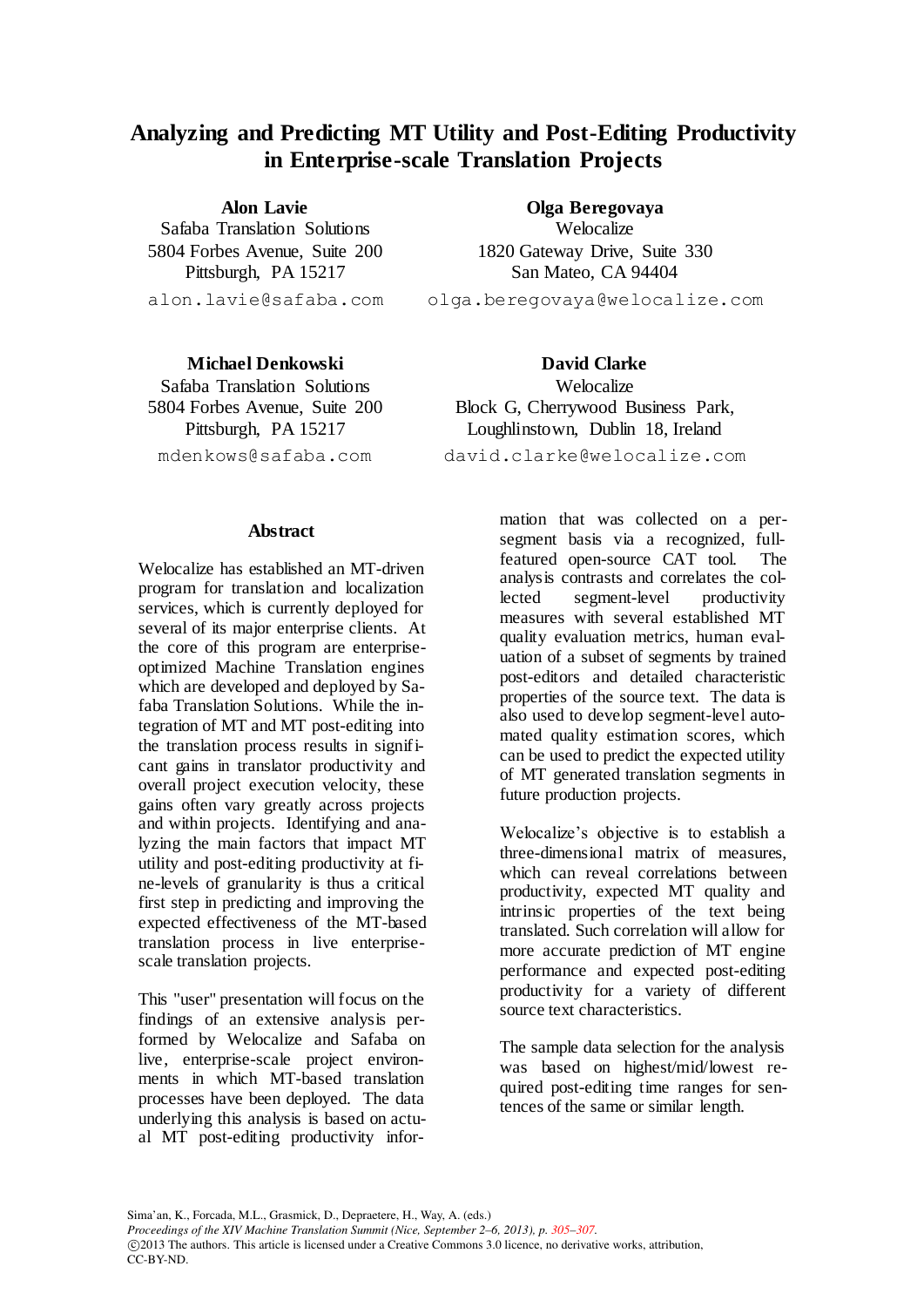# Analyzing and Predicting MT Utility and Post-Editing Productivity in Enterprise-scale Translation Projects

**Alon Lavie**
Safaba Translation Solutions
5804 Forbes Avenue, Suite 200
Pittsburgh, PA 15217
alon.lavie@safaba.com

**Olga Beregovaya**
Welocalize
1820 Gateway Drive, Suite 330
San Mateo, CA 94404
olga.beregovaya@welocalize.com

**Michael Denkowski**
Safaba Translation Solutions
5804 Forbes Avenue, Suite 200
Pittsburgh, PA 15217
mdenkows@safaba.com

**David Clarke**
Welocalize
Block G, Cherrywood Business Park,
Loughlinstown, Dublin 18, Ireland
david.clarke@welocalize.com

## Abstract

Welocalize has established an MT-driven program for translation and localization services, which is currently deployed for several of its major enterprise clients. At the core of this program are enterprise-optimized Machine Translation engines which are developed and deployed by Safaba Translation Solutions. While the integration of MT and MT post-editing into the translation process results in significant gains in translator productivity and overall project execution velocity, these gains often vary greatly across projects and within projects. Identifying and analyzing the main factors that impact MT utility and post-editing productivity at fine-levels of granularity is thus a critical first step in predicting and improving the expected effectiveness of the MT-based translation process in live enterprise-scale translation projects.

This "user" presentation will focus on the findings of an extensive analysis performed by Welocalize and Safaba on live, enterprise-scale project environments in which MT-based translation processes have been deployed. The data underlying this analysis is based on actual MT post-editing productivity information that was collected on a per-segment basis via a recognized, full-featured open-source CAT tool. The analysis contrasts and correlates the collected segment-level productivity measures with several established MT quality evaluation metrics, human evaluation of a subset of segments by trained post-editors and detailed characteristic properties of the source text. The data is also used to develop segment-level automated quality estimation scores, which can be used to predict the expected utility of MT generated translation segments in future production projects.

Welocalize's objective is to establish a three-dimensional matrix of measures, which can reveal correlations between productivity, expected MT quality and intrinsic properties of the text being translated. Such correlation will allow for more accurate prediction of MT engine performance and expected post-editing productivity for a variety of different source text characteristics.

The sample data selection for the analysis was based on highest/mid/lowest required post-editing time ranges for sentences of the same or similar length.

Sima'an, K., Forcada, M.L., Grasmick, D., Depraetere, H., Way, A. (eds.)
*Proceedings of the XIV Machine Translation Summit (Nice, September 2–6, 2013), p. 305–307.*
©2013 The authors. This article is licensed under a Creative Commons 3.0 licence, no derivative works, attribution, CC-BY-ND.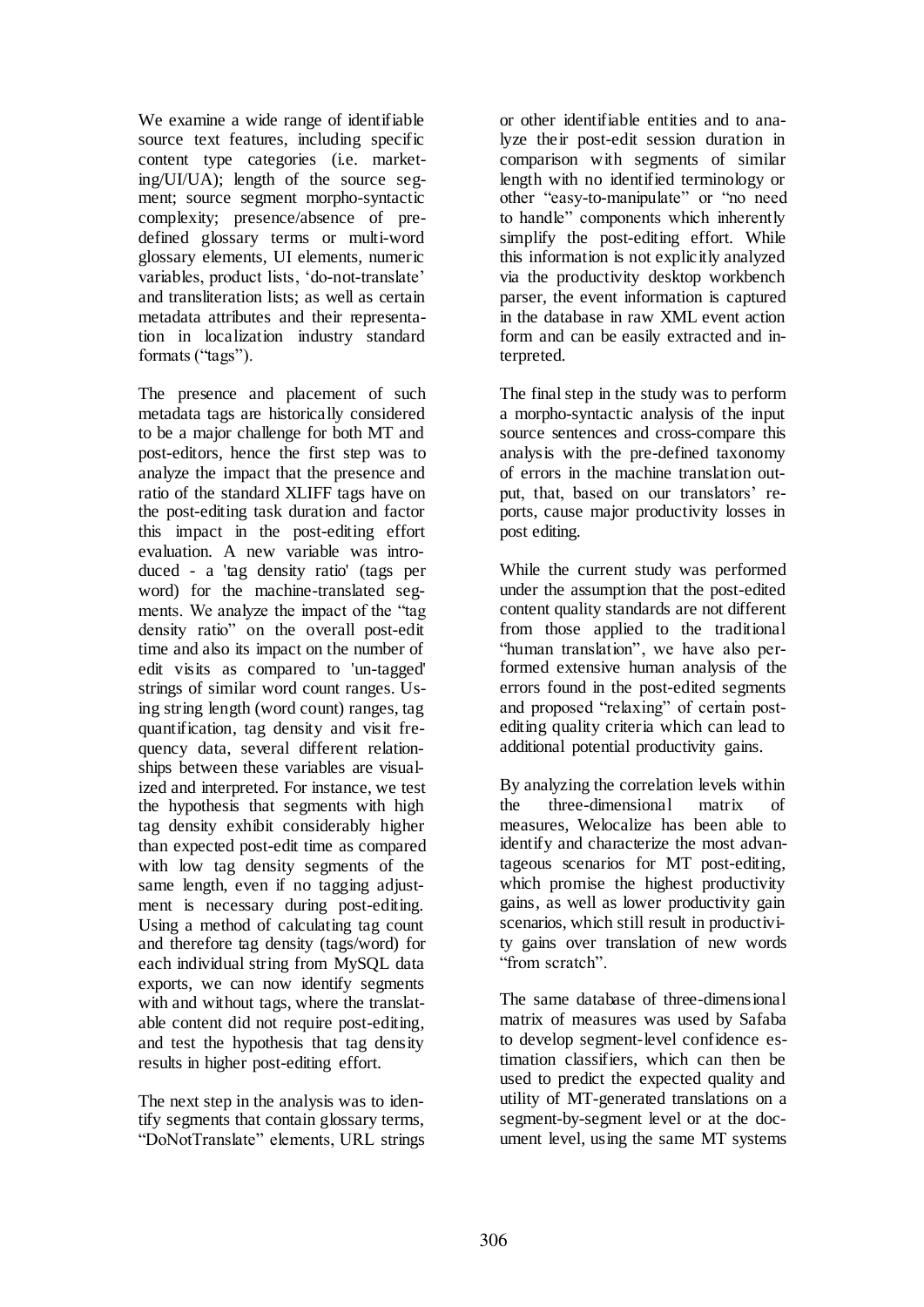We examine a wide range of identifiable source text features, including specific content type categories (i.e. marketing/UI/UA); length of the source segment; source segment morpho-syntactic complexity; presence/absence of pre-defined glossary terms or multi-word glossary elements, UI elements, numeric variables, product lists, 'do-not-translate' and transliteration lists; as well as certain metadata attributes and their representation in localization industry standard formats ("tags").

The presence and placement of such metadata tags are historically considered to be a major challenge for both MT and post-editors, hence the first step was to analyze the impact that the presence and ratio of the standard XLIFF tags have on the post-editing task duration and factor this impact in the post-editing effort evaluation. A new variable was introduced - a 'tag density ratio' (tags per word) for the machine-translated segments. We analyze the impact of the "tag density ratio" on the overall post-edit time and also its impact on the number of edit visits as compared to 'un-tagged' strings of similar word count ranges. Using string length (word count) ranges, tag quantification, tag density and visit frequency data, several different relationships between these variables are visualized and interpreted. For instance, we test the hypothesis that segments with high tag density exhibit considerably higher than expected post-edit time as compared with low tag density segments of the same length, even if no tagging adjustment is necessary during post-editing. Using a method of calculating tag count and therefore tag density (tags/word) for each individual string from MySQL data exports, we can now identify segments with and without tags, where the translatable content did not require post-editing, and test the hypothesis that tag density results in higher post-editing effort.

The next step in the analysis was to identify segments that contain glossary terms, "DoNotTranslate" elements, URL strings or other identifiable entities and to analyze their post-edit session duration in comparison with segments of similar length with no identified terminology or other "easy-to-manipulate" or "no need to handle" components which inherently simplify the post-editing effort. While this information is not explicitly analyzed via the productivity desktop workbench parser, the event information is captured in the database in raw XML event action form and can be easily extracted and interpreted.

The final step in the study was to perform a morpho-syntactic analysis of the input source sentences and cross-compare this analysis with the pre-defined taxonomy of errors in the machine translation output, that, based on our translators' reports, cause major productivity losses in post editing.

While the current study was performed under the assumption that the post-edited content quality standards are not different from those applied to the traditional "human translation", we have also performed extensive human analysis of the errors found in the post-edited segments and proposed "relaxing" of certain post-editing quality criteria which can lead to additional potential productivity gains.

By analyzing the correlation levels within the three-dimensional matrix of measures, Welocalize has been able to identify and characterize the most advantageous scenarios for MT post-editing, which promise the highest productivity gains, as well as lower productivity gain scenarios, which still result in productivity gains over translation of new words "from scratch".

The same database of three-dimensional matrix of measures was used by Safaba to develop segment-level confidence estimation classifiers, which can then be used to predict the expected quality and utility of MT-generated translations on a segment-by-segment level or at the document level, using the same MT systems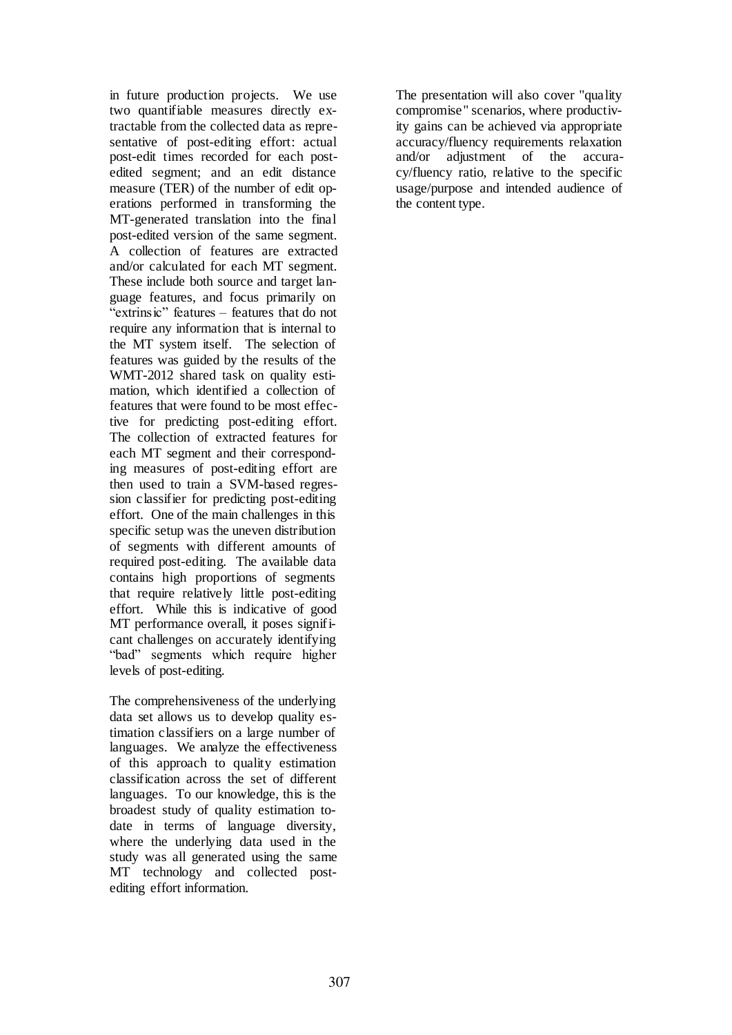in future production projects. We use two quantifiable measures directly extractable from the collected data as representative of post-editing effort: actual post-edit times recorded for each post-edited segment; and an edit distance measure (TER) of the number of edit operations performed in transforming the MT-generated translation into the final post-edited version of the same segment. A collection of features are extracted and/or calculated for each MT segment. These include both source and target language features, and focus primarily on "extrinsic" features – features that do not require any information that is internal to the MT system itself. The selection of features was guided by the results of the WMT-2012 shared task on quality estimation, which identified a collection of features that were found to be most effective for predicting post-editing effort. The collection of extracted features for each MT segment and their corresponding measures of post-editing effort are then used to train a SVM-based regression classifier for predicting post-editing effort. One of the main challenges in this specific setup was the uneven distribution of segments with different amounts of required post-editing. The available data contains high proportions of segments that require relatively little post-editing effort. While this is indicative of good MT performance overall, it poses significant challenges on accurately identifying "bad" segments which require higher levels of post-editing.

The comprehensiveness of the underlying data set allows us to develop quality estimation classifiers on a large number of languages. We analyze the effectiveness of this approach to quality estimation classification across the set of different languages. To our knowledge, this is the broadest study of quality estimation to-date in terms of language diversity, where the underlying data used in the study was all generated using the same MT technology and collected post-editing effort information.

The presentation will also cover "quality compromise" scenarios, where productivity gains can be achieved via appropriate accuracy/fluency requirements relaxation and/or adjustment of the accuracy/fluency ratio, relative to the specific usage/purpose and intended audience of the content type.